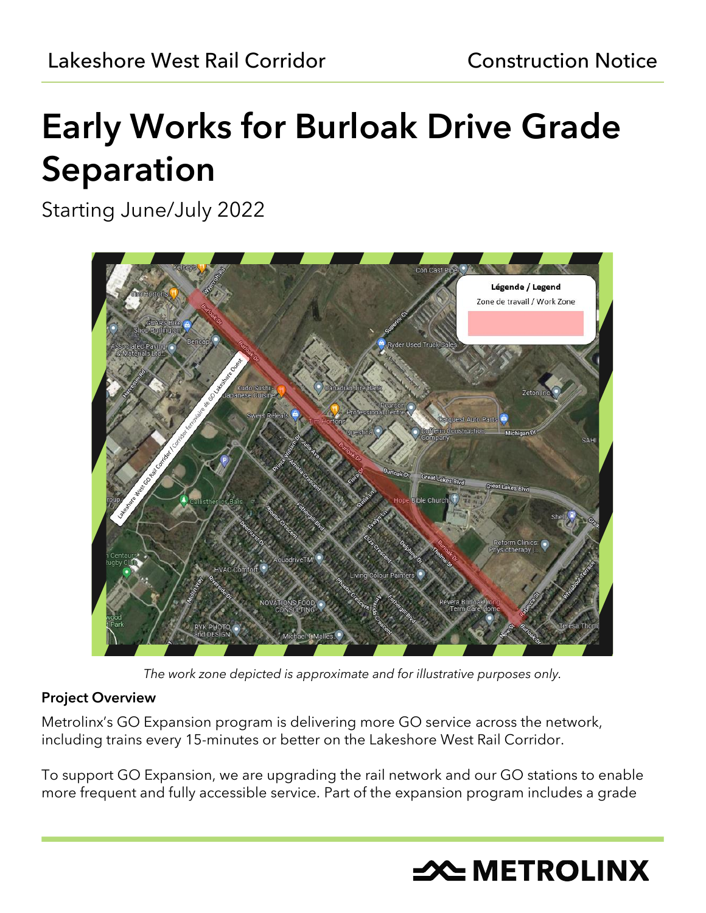Lakeshore West Rail Corridor | Construction Notice

# Early Works for Burloak Drive Grade Separation

Starting June/July 2022

*The work zone depicted is approximate and for illustrative purposes only.*

### Project Overview

Metrolinx's GO Expansion program is delivering more GO service across the network, including trains every 15-minutes or better on the Lakeshore West Rail Corridor.

To support GO Expansion, we are upgrading the rail network and our GO stations to enable more frequent and fully accessible service. Part of the expansion program includes a grade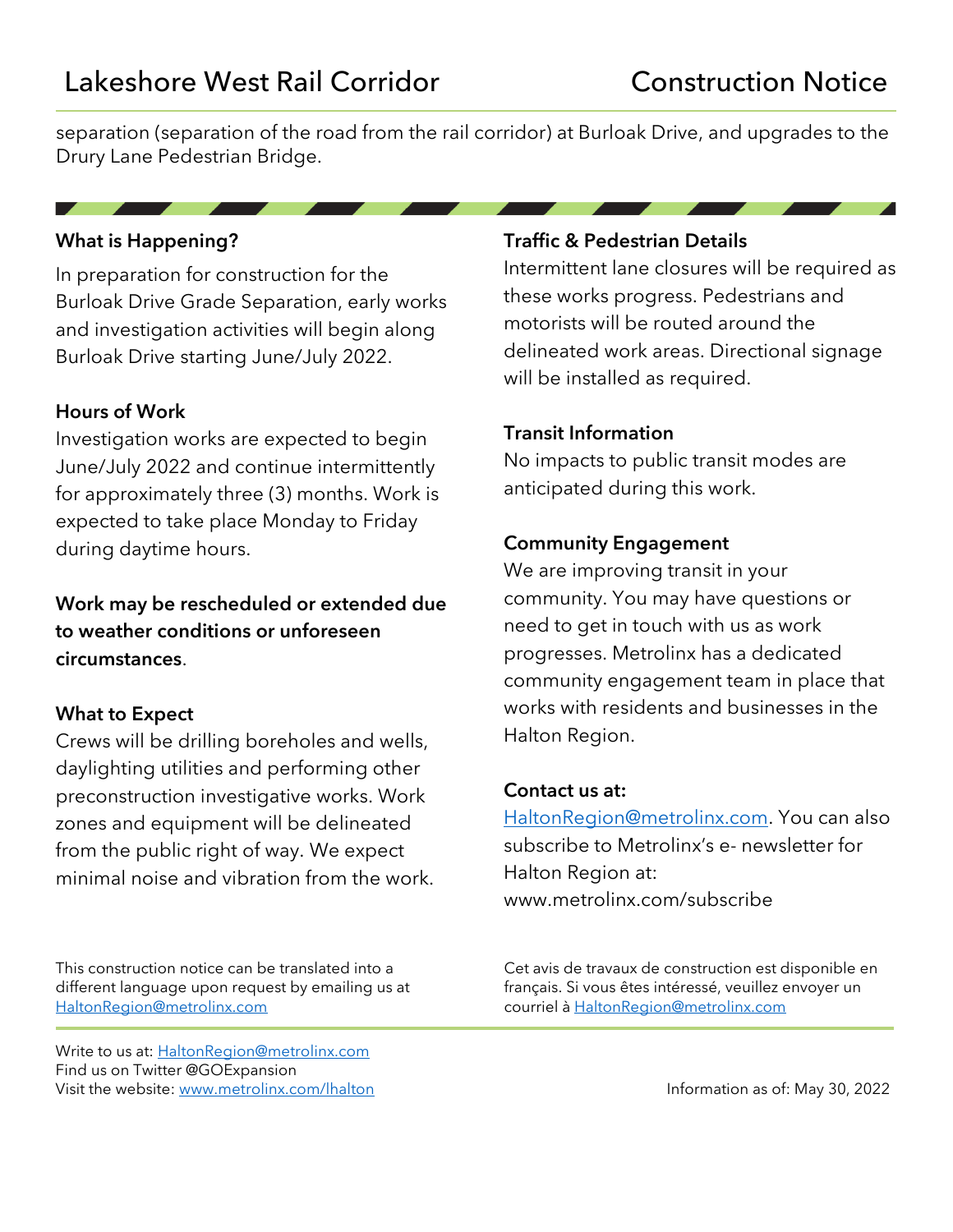separation (separation of the road from the rail corridor) at Burloak Drive, and upgrades to the Drury Lane Pedestrian Bridge.

**What is Happening?**

In preparation for construction for the Burloak Drive Grade Separation, early works and investigation activities will begin along Burloak Drive starting June/July 2022.

**Hours of Work**

Investigation works are expected to begin June/July 2022 and continue intermittently for approximately three (3) months. Work is expected to take place Monday to Friday during daytime hours.

**Work may be rescheduled or extended due to weather conditions or unforeseen circumstances**.

**What to Expect**

Crews will be drilling boreholes and wells, daylighting utilities and performing other preconstruction investigative works. Work zones and equipment will be delineated from the public right of way. We expect minimal noise and vibration from the work.

**Traffic & Pedestrian Details**

Intermittent lane closures will be required as these works progress. Pedestrians and motorists will be routed around the delineated work areas. Directional signage will be installed as required.

**Transit Information**

No impacts to public transit modes are anticipated during this work.

**Community Engagement**

We are improving transit in your community. You may have questions or need to get in touch with us as work progresses. Metrolinx has a dedicated community engagement team in place that works with residents and businesses in the Halton Region.

**Contact us at:**

HaltonRegion@metrolinx.com. You can also subscribe to Metrolinx's e- newsletter for Halton Region at: www.metrolinx.com/subscribe

This construction notice can be translated into a different language upon request by emailing us at HaltonRegion@metrolinx.com

Cet avis de travaux de construction est disponible en français. Si vous êtes intéressé, veuillez envoyer un courriel à HaltonRegion@metrolinx.com

Write to us at: HaltonRegion@metrolinx.com
Find us on Twitter @GOExpansion
Visit the website: www.metrolinx.com/lhalton

Information as of: May 30, 2022